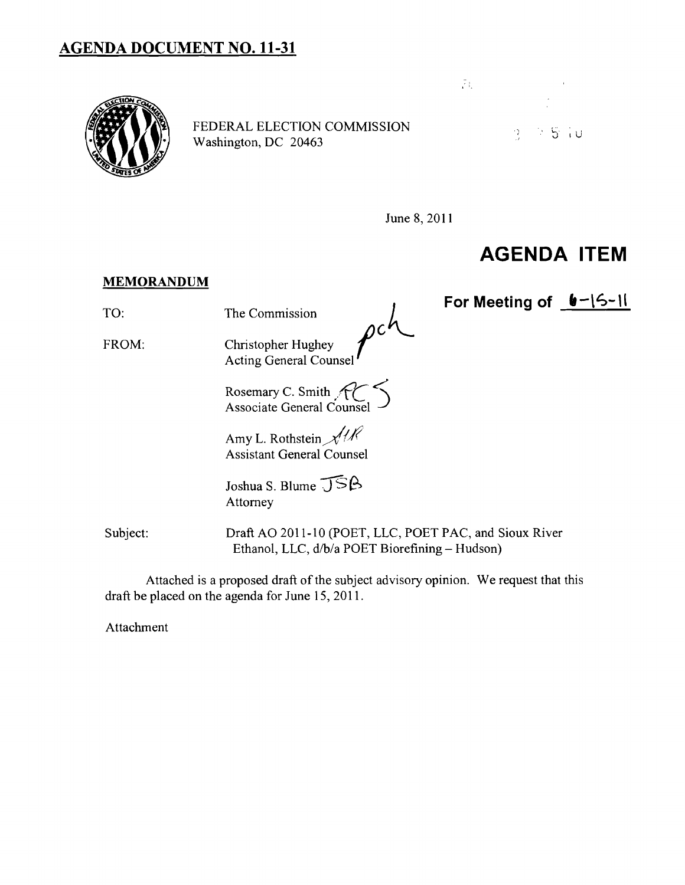# AGENDA DOCUMENT NO. 11-31

FEDERAL ELECTION COMMISSION
Washington, DC 20463

June 8, 2011

## AGENDA ITEM

**For Meeting of 6-15-11**

**MEMORANDUM**

TO: The Commission

FROM: Christopher Hughey
Acting General Counsel

Rosemary C. Smith
Associate General Counsel

Amy L. Rothstein
Assistant General Counsel

Joshua S. Blume
Attorney

Subject: Draft AO 2011-10 (POET, LLC, POET PAC, and Sioux River Ethanol, LLC, d/b/a POET Biorefining – Hudson)

Attached is a proposed draft of the subject advisory opinion. We request that this draft be placed on the agenda for June 15, 2011.

Attachment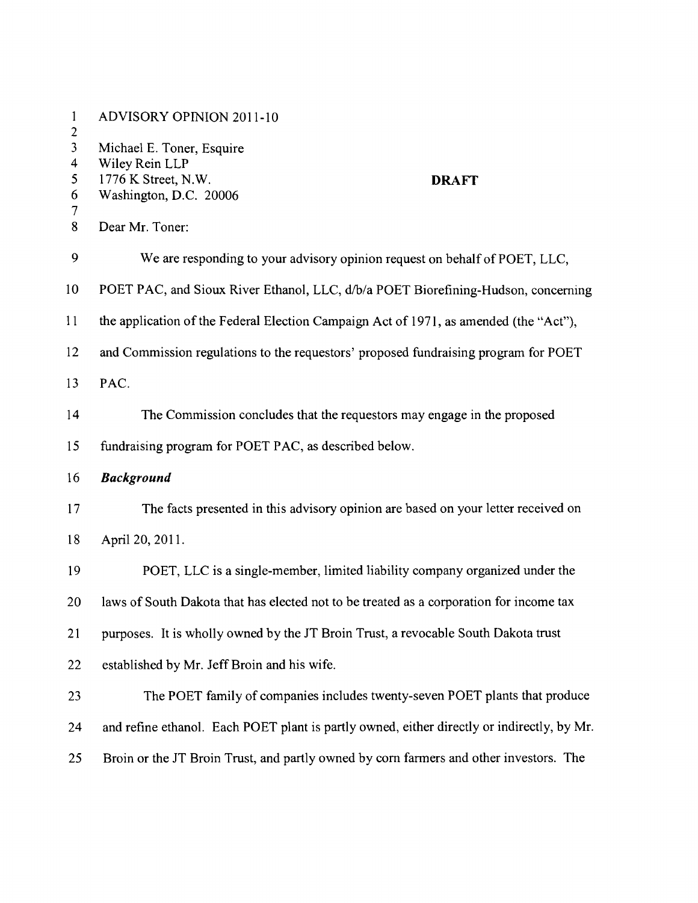ADVISORY OPINION 2011-10

Michael E. Toner, Esquire
Wiley Rein LLP
1776 K Street, N.W.
Washington, D.C. 20006

**DRAFT**

Dear Mr. Toner:

We are responding to your advisory opinion request on behalf of POET, LLC, POET PAC, and Sioux River Ethanol, LLC, d/b/a POET Biorefining-Hudson, concerning the application of the Federal Election Campaign Act of 1971, as amended (the "Act"), and Commission regulations to the requestors' proposed fundraising program for POET PAC.

The Commission concludes that the requestors may engage in the proposed fundraising program for POET PAC, as described below.

***Background***

The facts presented in this advisory opinion are based on your letter received on April 20, 2011.

POET, LLC is a single-member, limited liability company organized under the laws of South Dakota that has elected not to be treated as a corporation for income tax purposes. It is wholly owned by the JT Broin Trust, a revocable South Dakota trust established by Mr. Jeff Broin and his wife.

The POET family of companies includes twenty-seven POET plants that produce and refine ethanol. Each POET plant is partly owned, either directly or indirectly, by Mr. Broin or the JT Broin Trust, and partly owned by corn farmers and other investors. The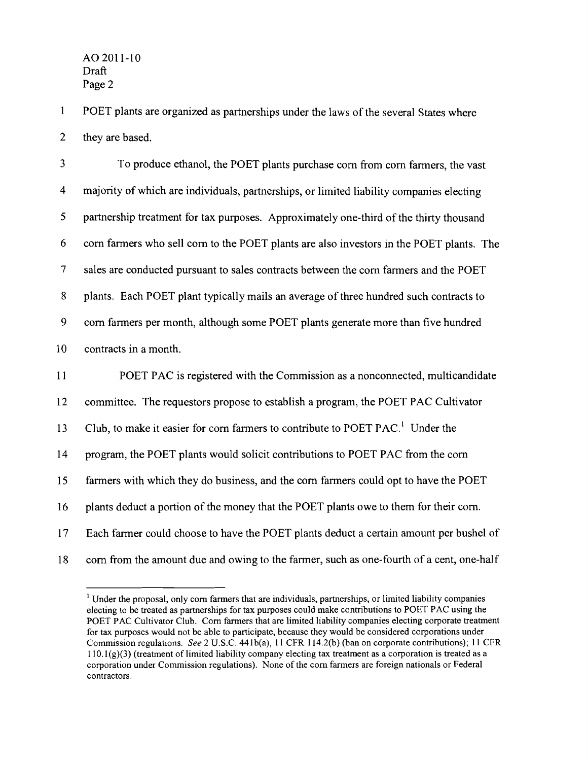POET plants are organized as partnerships under the laws of the several States where they are based.

To produce ethanol, the POET plants purchase corn from corn farmers, the vast majority of which are individuals, partnerships, or limited liability companies electing partnership treatment for tax purposes. Approximately one-third of the thirty thousand corn farmers who sell corn to the POET plants are also investors in the POET plants. The sales are conducted pursuant to sales contracts between the corn farmers and the POET plants. Each POET plant typically mails an average of three hundred such contracts to corn farmers per month, although some POET plants generate more than five hundred contracts in a month.

POET PAC is registered with the Commission as a nonconnected, multicandidate committee. The requestors propose to establish a program, the POET PAC Cultivator Club, to make it easier for corn farmers to contribute to POET PAC.[1] Under the program, the POET plants would solicit contributions to POET PAC from the corn farmers with which they do business, and the corn farmers could opt to have the POET plants deduct a portion of the money that the POET plants owe to them for their corn. Each farmer could choose to have the POET plants deduct a certain amount per bushel of corn from the amount due and owing to the farmer, such as one-fourth of a cent, one-half

[1] Under the proposal, only corn farmers that are individuals, partnerships, or limited liability companies electing to be treated as partnerships for tax purposes could make contributions to POET PAC using the POET PAC Cultivator Club. Corn farmers that are limited liability companies electing corporate treatment for tax purposes would not be able to participate, because they would be considered corporations under Commission regulations. *See* 2 U.S.C. 441b(a), 11 CFR 114.2(b) (ban on corporate contributions); 11 CFR 110.1(g)(3) (treatment of limited liability company electing tax treatment as a corporation is treated as a corporation under Commission regulations). None of the corn farmers are foreign nationals or Federal contractors.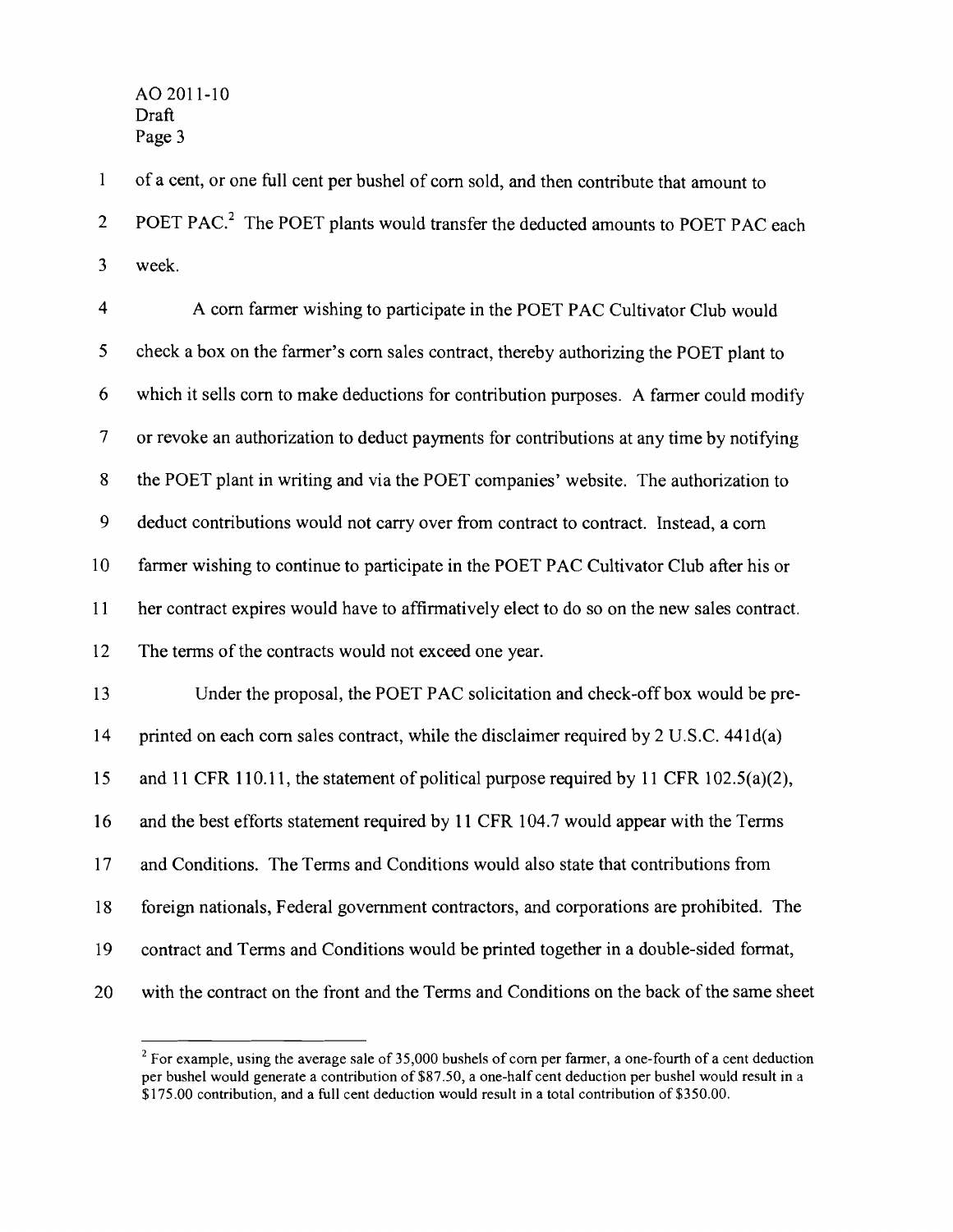of a cent, or one full cent per bushel of corn sold, and then contribute that amount to POET PAC.[2] The POET plants would transfer the deducted amounts to POET PAC each week.

A corn farmer wishing to participate in the POET PAC Cultivator Club would check a box on the farmer's corn sales contract, thereby authorizing the POET plant to which it sells corn to make deductions for contribution purposes. A farmer could modify or revoke an authorization to deduct payments for contributions at any time by notifying the POET plant in writing and via the POET companies' website. The authorization to deduct contributions would not carry over from contract to contract. Instead, a corn farmer wishing to continue to participate in the POET PAC Cultivator Club after his or her contract expires would have to affirmatively elect to do so on the new sales contract. The terms of the contracts would not exceed one year.

Under the proposal, the POET PAC solicitation and check-off box would be pre-printed on each corn sales contract, while the disclaimer required by 2 U.S.C. 441d(a) and 11 CFR 110.11, the statement of political purpose required by 11 CFR 102.5(a)(2), and the best efforts statement required by 11 CFR 104.7 would appear with the Terms and Conditions. The Terms and Conditions would also state that contributions from foreign nationals, Federal government contractors, and corporations are prohibited. The contract and Terms and Conditions would be printed together in a double-sided format, with the contract on the front and the Terms and Conditions on the back of the same sheet

---

[2] For example, using the average sale of 35,000 bushels of corn per farmer, a one-fourth of a cent deduction per bushel would generate a contribution of $87.50, a one-half cent deduction per bushel would result in a $175.00 contribution, and a full cent deduction would result in a total contribution of $350.00.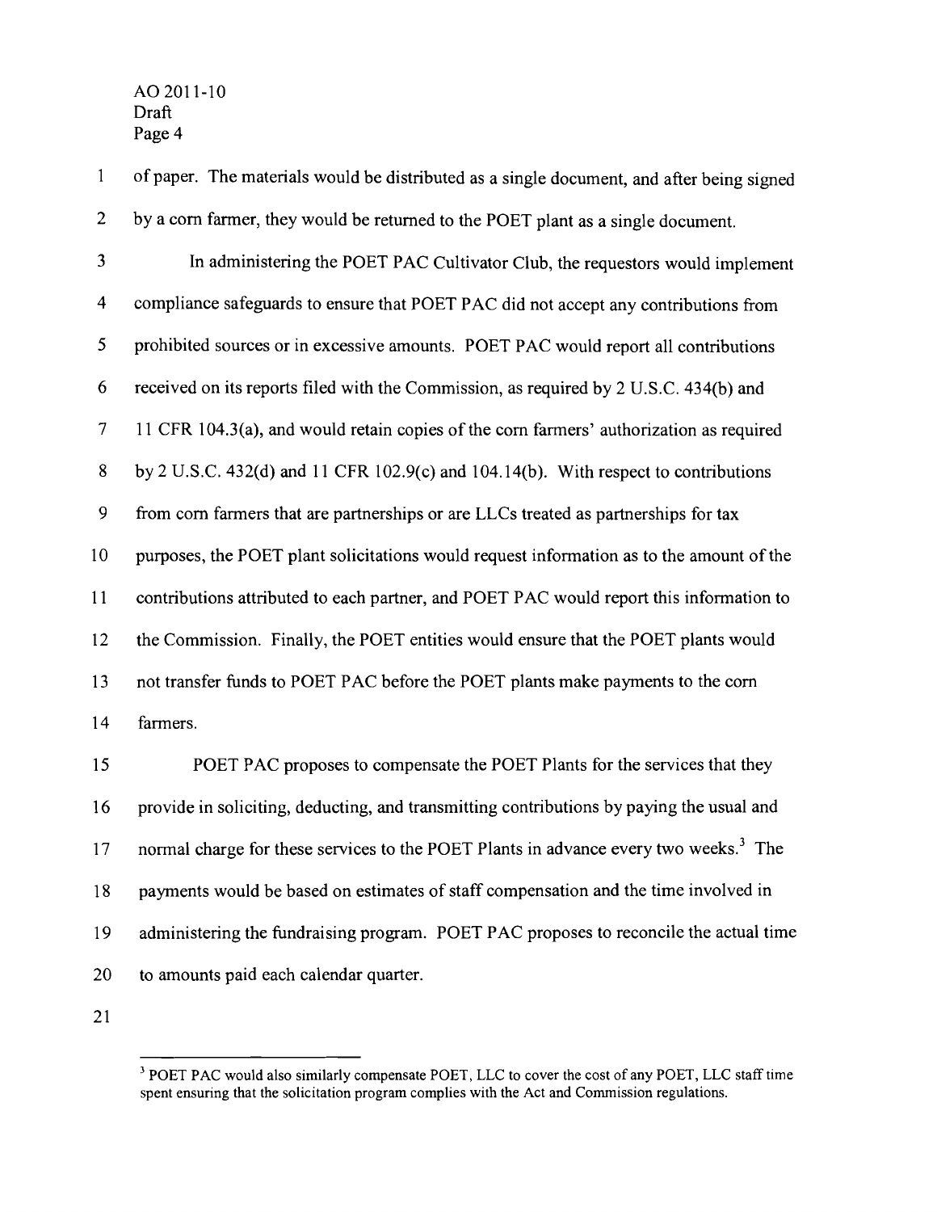of paper. The materials would be distributed as a single document, and after being signed by a corn farmer, they would be returned to the POET plant as a single document.

In administering the POET PAC Cultivator Club, the requestors would implement compliance safeguards to ensure that POET PAC did not accept any contributions from prohibited sources or in excessive amounts. POET PAC would report all contributions received on its reports filed with the Commission, as required by 2 U.S.C. 434(b) and 11 CFR 104.3(a), and would retain copies of the corn farmers' authorization as required by 2 U.S.C. 432(d) and 11 CFR 102.9(c) and 104.14(b). With respect to contributions from corn farmers that are partnerships or are LLCs treated as partnerships for tax purposes, the POET plant solicitations would request information as to the amount of the contributions attributed to each partner, and POET PAC would report this information to the Commission. Finally, the POET entities would ensure that the POET plants would not transfer funds to POET PAC before the POET plants make payments to the corn farmers.

POET PAC proposes to compensate the POET Plants for the services that they provide in soliciting, deducting, and transmitting contributions by paying the usual and normal charge for these services to the POET Plants in advance every two weeks.[3] The payments would be based on estimates of staff compensation and the time involved in administering the fundraising program. POET PAC proposes to reconcile the actual time to amounts paid each calendar quarter.

[3] POET PAC would also similarly compensate POET, LLC to cover the cost of any POET, LLC staff time spent ensuring that the solicitation program complies with the Act and Commission regulations.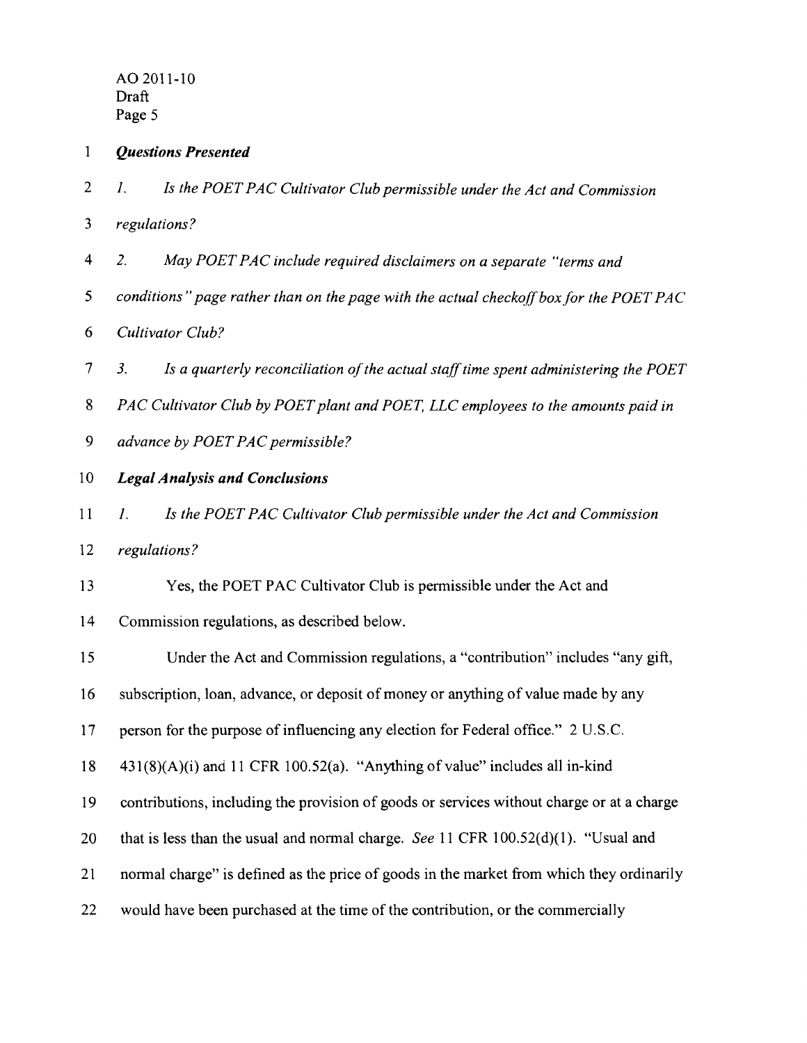***Questions Presented***

*1. Is the POET PAC Cultivator Club permissible under the Act and Commission regulations?*

*2. May POET PAC include required disclaimers on a separate "terms and conditions" page rather than on the page with the actual checkoff box for the POET PAC Cultivator Club?*

*3. Is a quarterly reconciliation of the actual staff time spent administering the POET PAC Cultivator Club by POET plant and POET, LLC employees to the amounts paid in advance by POET PAC permissible?*

***Legal Analysis and Conclusions***

*1. Is the POET PAC Cultivator Club permissible under the Act and Commission regulations?*

Yes, the POET PAC Cultivator Club is permissible under the Act and Commission regulations, as described below.

Under the Act and Commission regulations, a "contribution" includes "any gift, subscription, loan, advance, or deposit of money or anything of value made by any person for the purpose of influencing any election for Federal office." 2 U.S.C. 431(8)(A)(i) and 11 CFR 100.52(a). "Anything of value" includes all in-kind contributions, including the provision of goods or services without charge or at a charge that is less than the usual and normal charge. *See* 11 CFR 100.52(d)(1). "Usual and normal charge" is defined as the price of goods in the market from which they ordinarily would have been purchased at the time of the contribution, or the commercially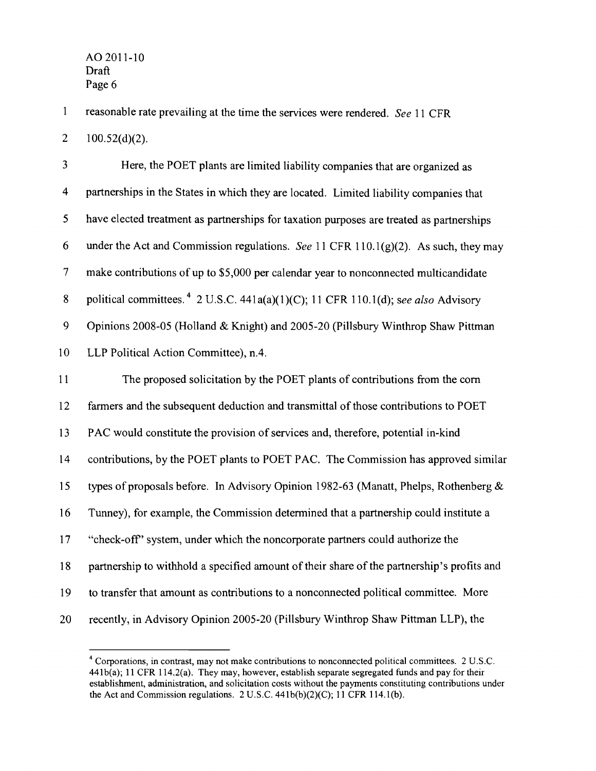reasonable rate prevailing at the time the services were rendered. *See* 11 CFR 100.52(d)(2).

Here, the POET plants are limited liability companies that are organized as partnerships in the States in which they are located. Limited liability companies that have elected treatment as partnerships for taxation purposes are treated as partnerships under the Act and Commission regulations. *See* 11 CFR 110.1(g)(2). As such, they may make contributions of up to $5,000 per calendar year to nonconnected multicandidate political committees.[4] 2 U.S.C. 441a(a)(1)(C); 11 CFR 110.1(d); s*ee also* Advisory Opinions 2008-05 (Holland & Knight) and 2005-20 (Pillsbury Winthrop Shaw Pittman LLP Political Action Committee), n.4.

The proposed solicitation by the POET plants of contributions from the corn farmers and the subsequent deduction and transmittal of those contributions to POET PAC would constitute the provision of services and, therefore, potential in-kind contributions, by the POET plants to POET PAC. The Commission has approved similar types of proposals before. In Advisory Opinion 1982-63 (Manatt, Phelps, Rothenberg & Tunney), for example, the Commission determined that a partnership could institute a "check-off" system, under which the noncorporate partners could authorize the partnership to withhold a specified amount of their share of the partnership's profits and to transfer that amount as contributions to a nonconnected political committee. More recently, in Advisory Opinion 2005-20 (Pillsbury Winthrop Shaw Pittman LLP), the

---

[4] Corporations, in contrast, may not make contributions to nonconnected political committees. 2 U.S.C. 441b(a); 11 CFR 114.2(a). They may, however, establish separate segregated funds and pay for their establishment, administration, and solicitation costs without the payments constituting contributions under the Act and Commission regulations. 2 U.S.C. 441b(b)(2)(C); 11 CFR 114.1(b).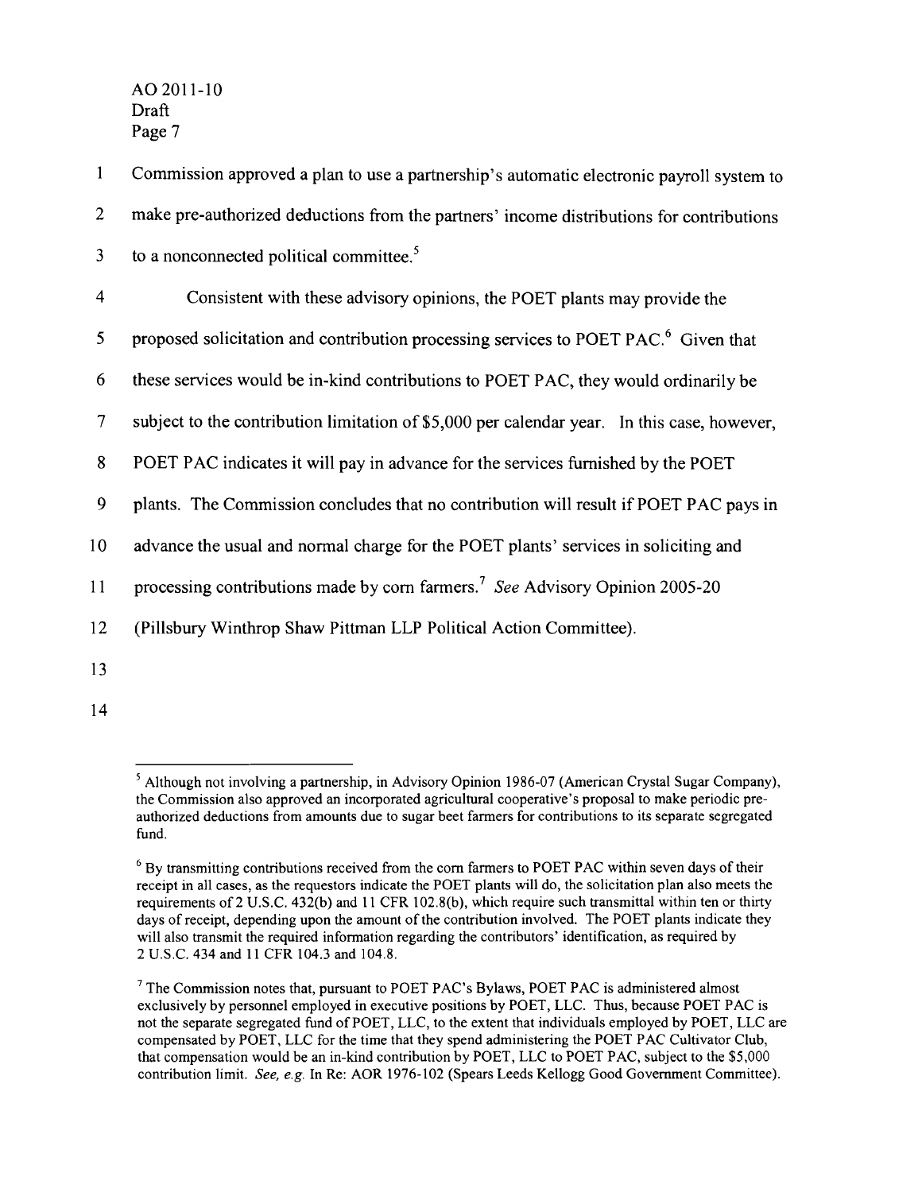Commission approved a plan to use a partnership's automatic electronic payroll system to make pre-authorized deductions from the partners' income distributions for contributions to a nonconnected political committee.[5]

Consistent with these advisory opinions, the POET plants may provide the proposed solicitation and contribution processing services to POET PAC.[6] Given that these services would be in-kind contributions to POET PAC, they would ordinarily be subject to the contribution limitation of $5,000 per calendar year. In this case, however, POET PAC indicates it will pay in advance for the services furnished by the POET plants. The Commission concludes that no contribution will result if POET PAC pays in advance the usual and normal charge for the POET plants' services in soliciting and processing contributions made by corn farmers.[7] *See* Advisory Opinion 2005-20 (Pillsbury Winthrop Shaw Pittman LLP Political Action Committee).

---

[5] Although not involving a partnership, in Advisory Opinion 1986-07 (American Crystal Sugar Company), the Commission also approved an incorporated agricultural cooperative's proposal to make periodic pre-authorized deductions from amounts due to sugar beet farmers for contributions to its separate segregated fund.

[6] By transmitting contributions received from the corn farmers to POET PAC within seven days of their receipt in all cases, as the requestors indicate the POET plants will do, the solicitation plan also meets the requirements of 2 U.S.C. 432(b) and 11 CFR 102.8(b), which require such transmittal within ten or thirty days of receipt, depending upon the amount of the contribution involved. The POET plants indicate they will also transmit the required information regarding the contributors' identification, as required by 2 U.S.C. 434 and 11 CFR 104.3 and 104.8.

[7] The Commission notes that, pursuant to POET PAC's Bylaws, POET PAC is administered almost exclusively by personnel employed in executive positions by POET, LLC. Thus, because POET PAC is not the separate segregated fund of POET, LLC, to the extent that individuals employed by POET, LLC are compensated by POET, LLC for the time that they spend administering the POET PAC Cultivator Club, that compensation would be an in-kind contribution by POET, LLC to POET PAC, subject to the $5,000 contribution limit. *See, e.g.* In Re: AOR 1976-102 (Spears Leeds Kellogg Good Government Committee).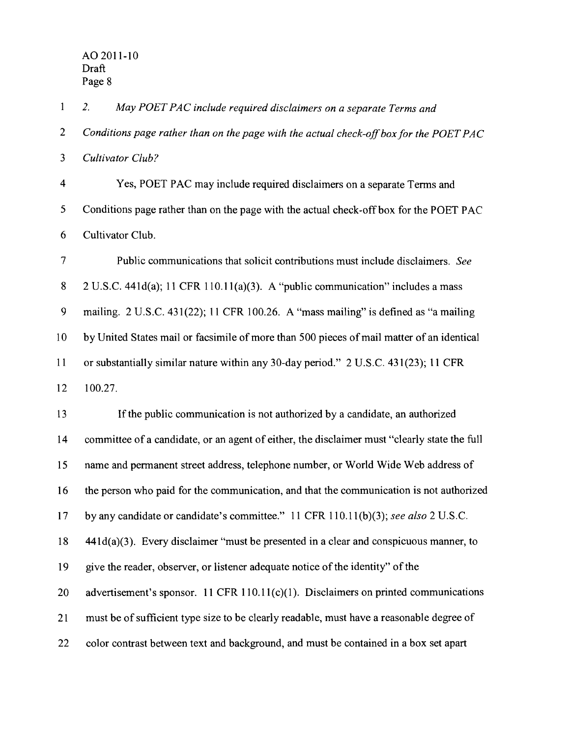2. *May POET PAC include required disclaimers on a separate Terms and Conditions page rather than on the page with the actual check-off box for the POET PAC Cultivator Club?*

Yes, POET PAC may include required disclaimers on a separate Terms and Conditions page rather than on the page with the actual check-off box for the POET PAC Cultivator Club.

Public communications that solicit contributions must include disclaimers. *See* 2 U.S.C. 441d(a); 11 CFR 110.11(a)(3). A "public communication" includes a mass mailing. 2 U.S.C. 431(22); 11 CFR 100.26. A "mass mailing" is defined as "a mailing by United States mail or facsimile of more than 500 pieces of mail matter of an identical or substantially similar nature within any 30-day period." 2 U.S.C. 431(23); 11 CFR 100.27.

If the public communication is not authorized by a candidate, an authorized committee of a candidate, or an agent of either, the disclaimer must "clearly state the full name and permanent street address, telephone number, or World Wide Web address of the person who paid for the communication, and that the communication is not authorized by any candidate or candidate's committee." 11 CFR 110.11(b)(3); *see also* 2 U.S.C. 441d(a)(3). Every disclaimer "must be presented in a clear and conspicuous manner, to give the reader, observer, or listener adequate notice of the identity" of the advertisement's sponsor. 11 CFR 110.11(c)(1). Disclaimers on printed communications must be of sufficient type size to be clearly readable, must have a reasonable degree of color contrast between text and background, and must be contained in a box set apart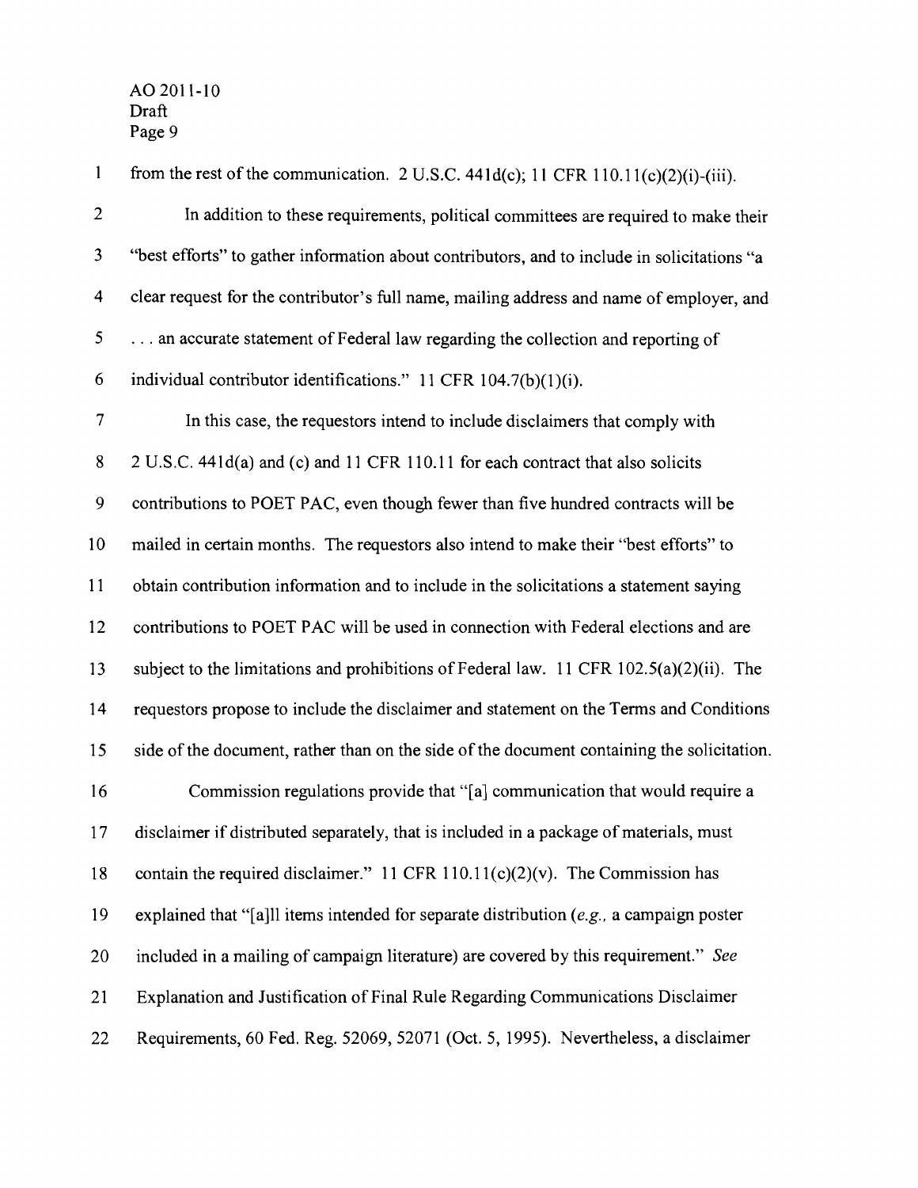from the rest of the communication. 2 U.S.C. 441d(c); 11 CFR 110.11(c)(2)(i)-(iii).

In addition to these requirements, political committees are required to make their "best efforts" to gather information about contributors, and to include in solicitations "a clear request for the contributor's full name, mailing address and name of employer, and . . . an accurate statement of Federal law regarding the collection and reporting of individual contributor identifications." 11 CFR 104.7(b)(1)(i).

In this case, the requestors intend to include disclaimers that comply with 2 U.S.C. 441d(a) and (c) and 11 CFR 110.11 for each contract that also solicits contributions to POET PAC, even though fewer than five hundred contracts will be mailed in certain months. The requestors also intend to make their "best efforts" to obtain contribution information and to include in the solicitations a statement saying contributions to POET PAC will be used in connection with Federal elections and are subject to the limitations and prohibitions of Federal law. 11 CFR 102.5(a)(2)(ii). The requestors propose to include the disclaimer and statement on the Terms and Conditions side of the document, rather than on the side of the document containing the solicitation.

Commission regulations provide that "[a] communication that would require a disclaimer if distributed separately, that is included in a package of materials, must contain the required disclaimer." 11 CFR 110.11(c)(2)(v). The Commission has explained that "[a]ll items intended for separate distribution (*e.g.*, a campaign poster included in a mailing of campaign literature) are covered by this requirement." *See* Explanation and Justification of Final Rule Regarding Communications Disclaimer Requirements, 60 Fed. Reg. 52069, 52071 (Oct. 5, 1995). Nevertheless, a disclaimer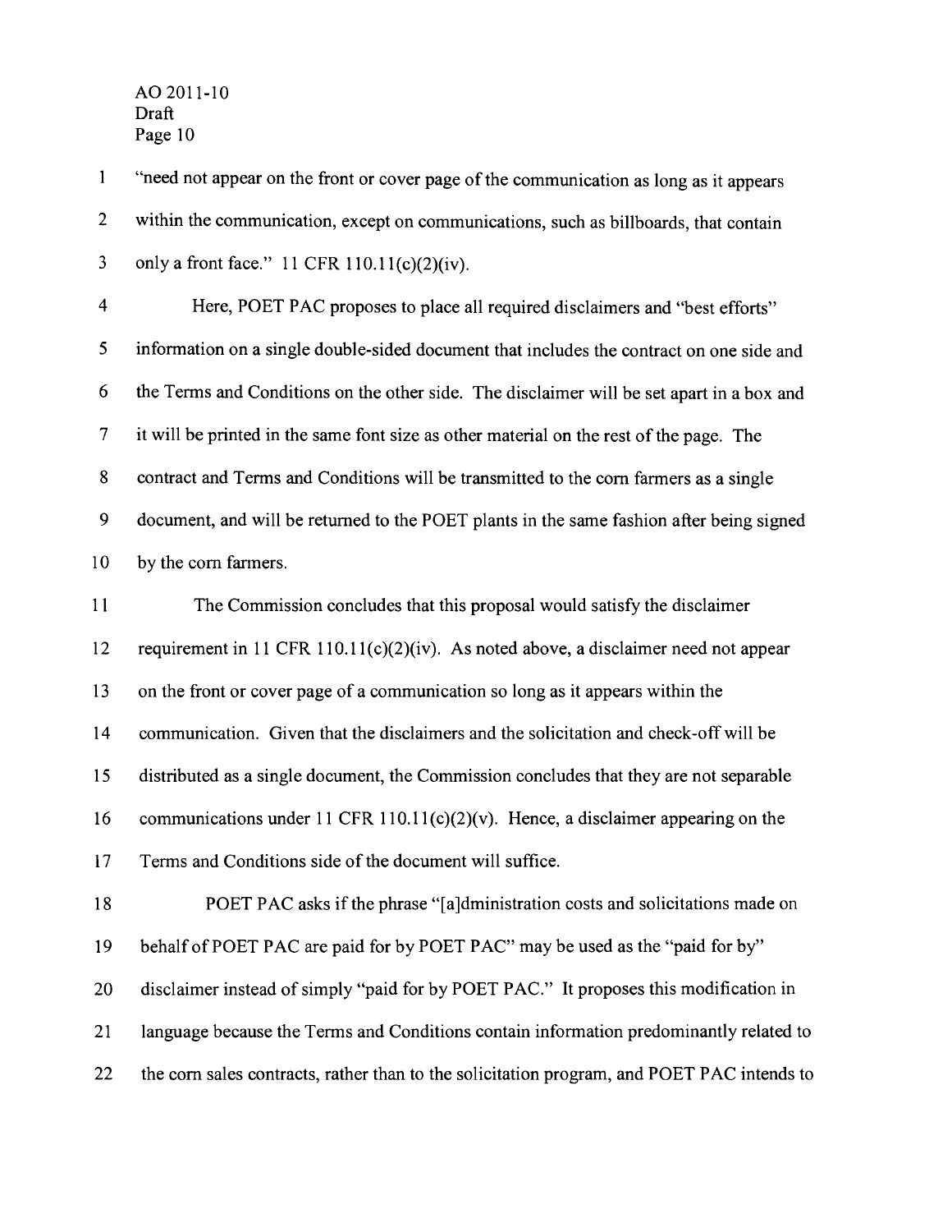"need not appear on the front or cover page of the communication as long as it appears within the communication, except on communications, such as billboards, that contain only a front face." 11 CFR 110.11(c)(2)(iv).

Here, POET PAC proposes to place all required disclaimers and "best efforts" information on a single double-sided document that includes the contract on one side and the Terms and Conditions on the other side. The disclaimer will be set apart in a box and it will be printed in the same font size as other material on the rest of the page. The contract and Terms and Conditions will be transmitted to the corn farmers as a single document, and will be returned to the POET plants in the same fashion after being signed by the corn farmers.

The Commission concludes that this proposal would satisfy the disclaimer requirement in 11 CFR 110.11(c)(2)(iv). As noted above, a disclaimer need not appear on the front or cover page of a communication so long as it appears within the communication. Given that the disclaimers and the solicitation and check-off will be distributed as a single document, the Commission concludes that they are not separable communications under 11 CFR 110.11(c)(2)(v). Hence, a disclaimer appearing on the Terms and Conditions side of the document will suffice.

POET PAC asks if the phrase "[a]dministration costs and solicitations made on behalf of POET PAC are paid for by POET PAC" may be used as the "paid for by" disclaimer instead of simply "paid for by POET PAC." It proposes this modification in language because the Terms and Conditions contain information predominantly related to the corn sales contracts, rather than to the solicitation program, and POET PAC intends to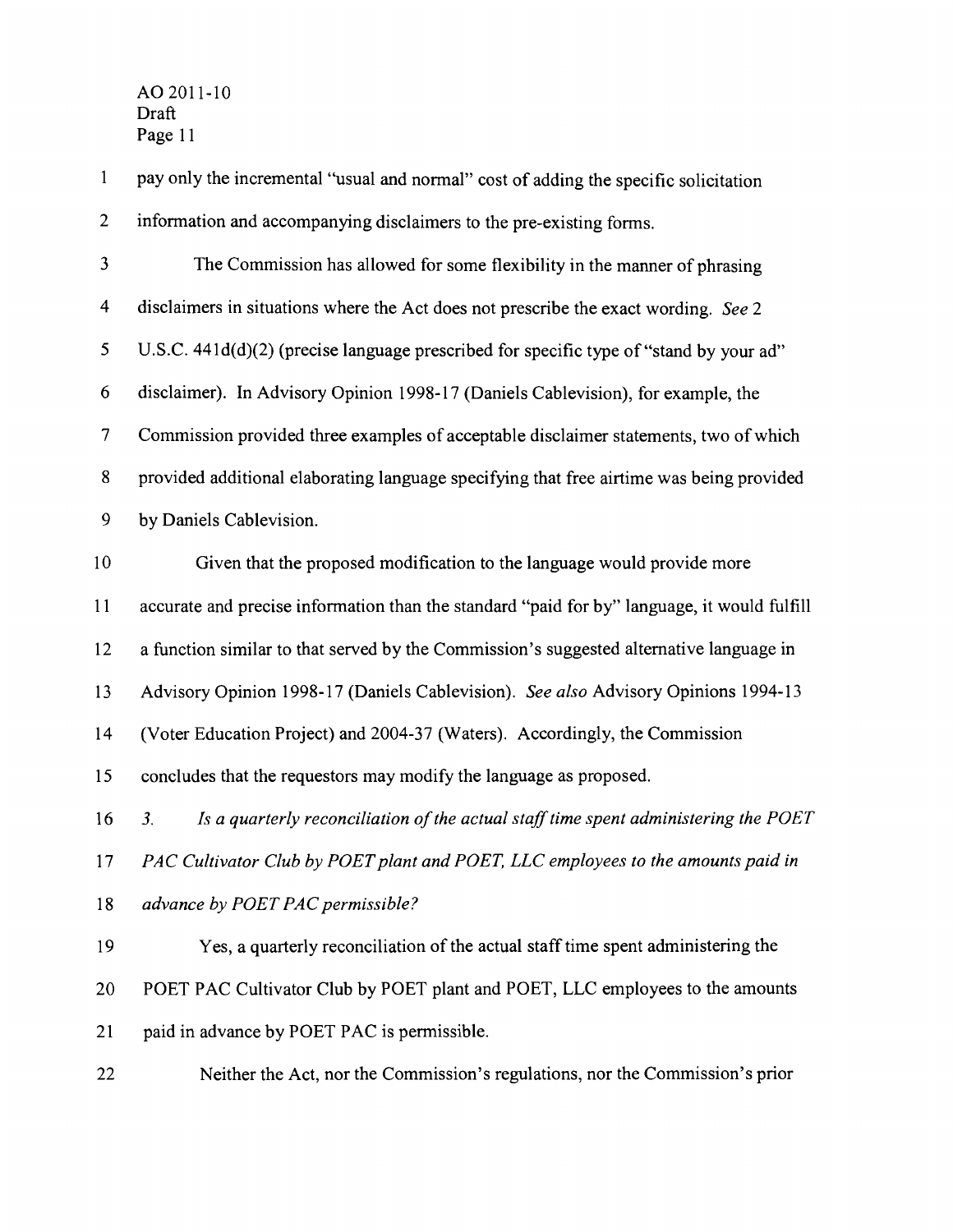pay only the incremental "usual and normal" cost of adding the specific solicitation information and accompanying disclaimers to the pre-existing forms.

The Commission has allowed for some flexibility in the manner of phrasing disclaimers in situations where the Act does not prescribe the exact wording. *See* 2 U.S.C. 441d(d)(2) (precise language prescribed for specific type of "stand by your ad" disclaimer). In Advisory Opinion 1998-17 (Daniels Cablevision), for example, the Commission provided three examples of acceptable disclaimer statements, two of which provided additional elaborating language specifying that free airtime was being provided by Daniels Cablevision.

Given that the proposed modification to the language would provide more accurate and precise information than the standard "paid for by" language, it would fulfill a function similar to that served by the Commission's suggested alternative language in Advisory Opinion 1998-17 (Daniels Cablevision). *See also* Advisory Opinions 1994-13 (Voter Education Project) and 2004-37 (Waters). Accordingly, the Commission concludes that the requestors may modify the language as proposed.

*3. Is a quarterly reconciliation of the actual staff time spent administering the POET PAC Cultivator Club by POET plant and POET, LLC employees to the amounts paid in advance by POET PAC permissible?*

Yes, a quarterly reconciliation of the actual staff time spent administering the POET PAC Cultivator Club by POET plant and POET, LLC employees to the amounts paid in advance by POET PAC is permissible.

Neither the Act, nor the Commission's regulations, nor the Commission's prior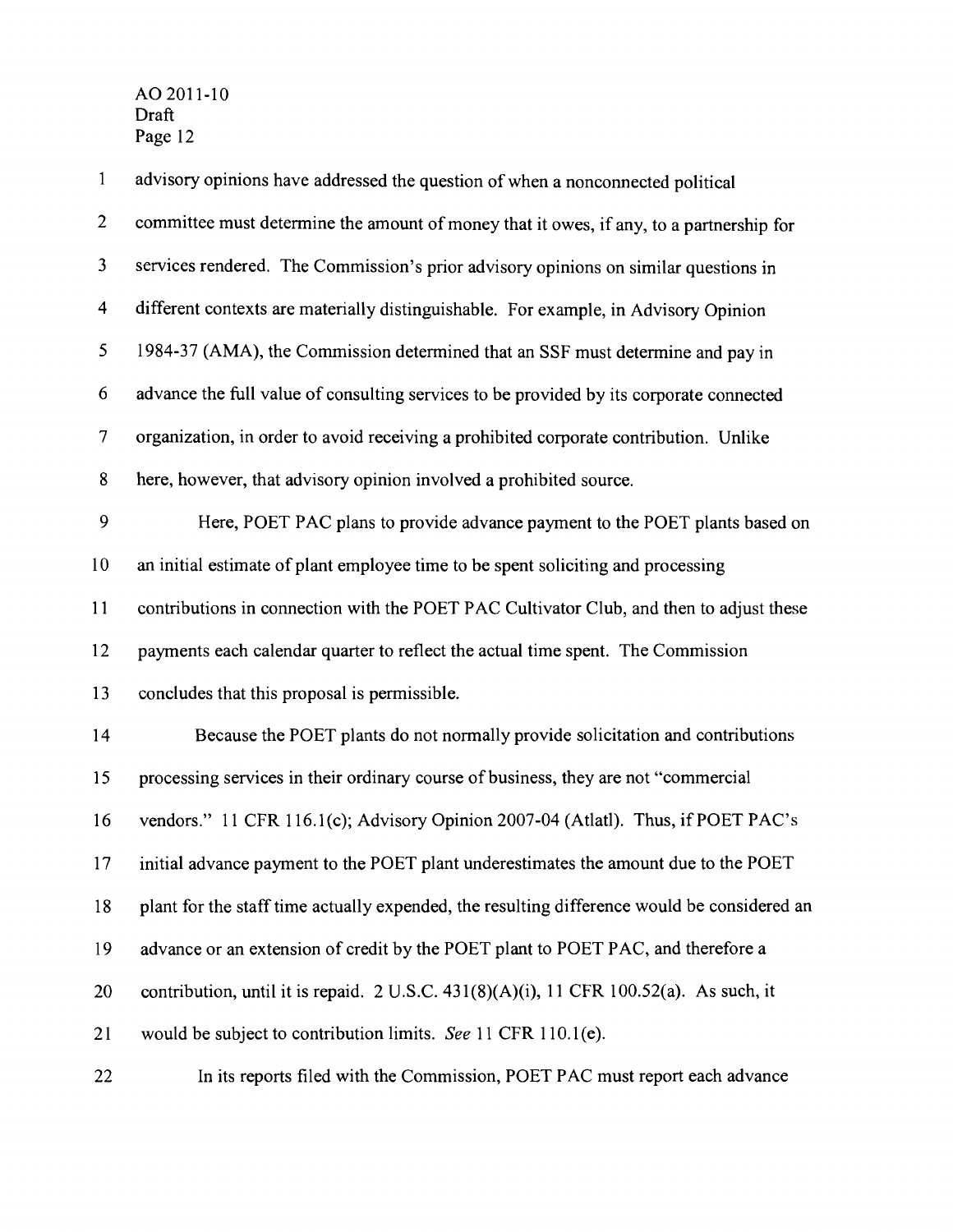advisory opinions have addressed the question of when a nonconnected political committee must determine the amount of money that it owes, if any, to a partnership for services rendered. The Commission's prior advisory opinions on similar questions in different contexts are materially distinguishable. For example, in Advisory Opinion 1984-37 (AMA), the Commission determined that an SSF must determine and pay in advance the full value of consulting services to be provided by its corporate connected organization, in order to avoid receiving a prohibited corporate contribution. Unlike here, however, that advisory opinion involved a prohibited source.

Here, POET PAC plans to provide advance payment to the POET plants based on an initial estimate of plant employee time to be spent soliciting and processing contributions in connection with the POET PAC Cultivator Club, and then to adjust these payments each calendar quarter to reflect the actual time spent. The Commission concludes that this proposal is permissible.

Because the POET plants do not normally provide solicitation and contributions processing services in their ordinary course of business, they are not "commercial vendors." 11 CFR 116.1(c); Advisory Opinion 2007-04 (Atlatl). Thus, if POET PAC's initial advance payment to the POET plant underestimates the amount due to the POET plant for the staff time actually expended, the resulting difference would be considered an advance or an extension of credit by the POET plant to POET PAC, and therefore a contribution, until it is repaid. 2 U.S.C. 431(8)(A)(i), 11 CFR 100.52(a). As such, it would be subject to contribution limits. *See* 11 CFR 110.1(e).

In its reports filed with the Commission, POET PAC must report each advance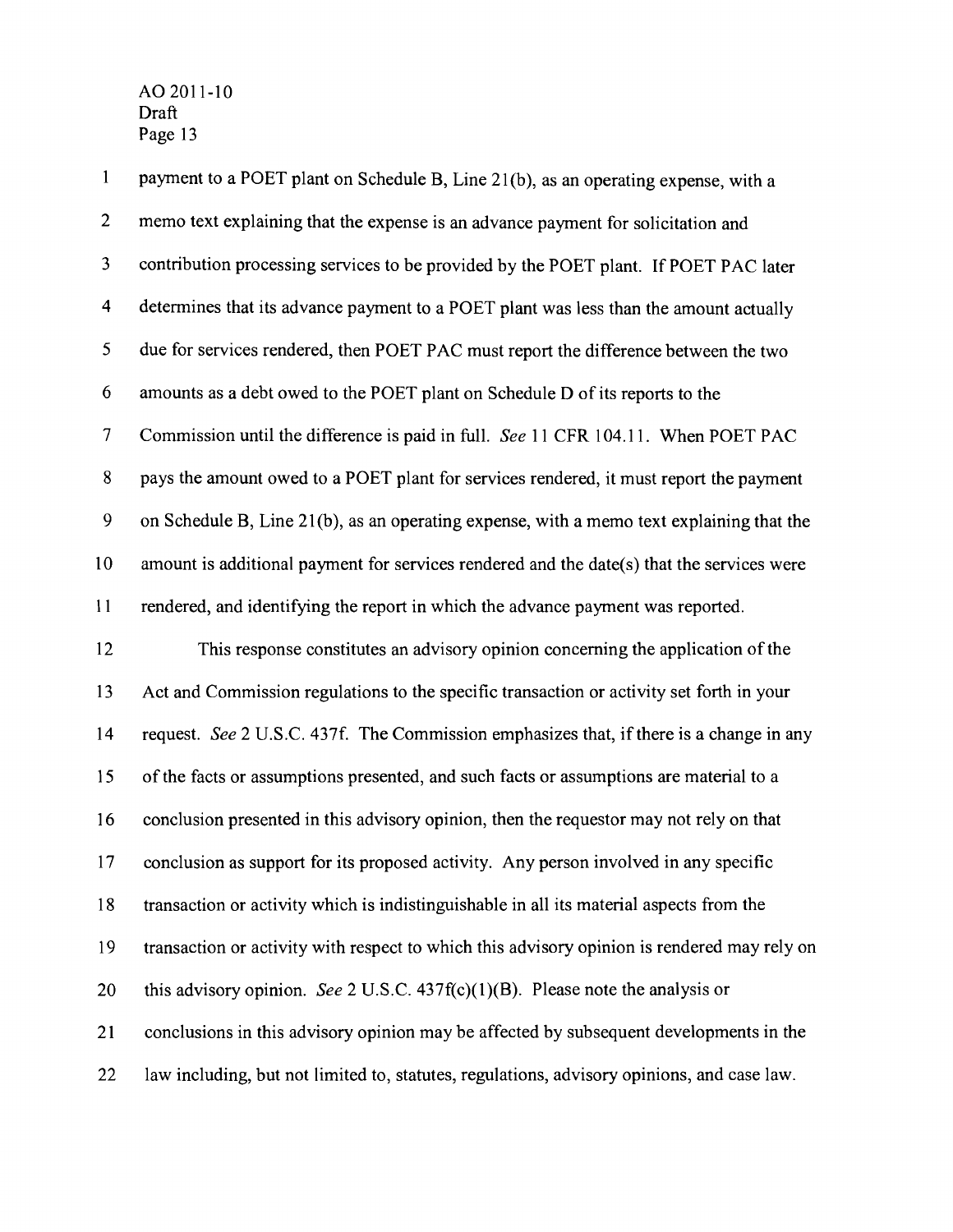payment to a POET plant on Schedule B, Line 21(b), as an operating expense, with a memo text explaining that the expense is an advance payment for solicitation and contribution processing services to be provided by the POET plant. If POET PAC later determines that its advance payment to a POET plant was less than the amount actually due for services rendered, then POET PAC must report the difference between the two amounts as a debt owed to the POET plant on Schedule D of its reports to the Commission until the difference is paid in full. *See* 11 CFR 104.11. When POET PAC pays the amount owed to a POET plant for services rendered, it must report the payment on Schedule B, Line 21(b), as an operating expense, with a memo text explaining that the amount is additional payment for services rendered and the date(s) that the services were rendered, and identifying the report in which the advance payment was reported.

This response constitutes an advisory opinion concerning the application of the Act and Commission regulations to the specific transaction or activity set forth in your request. *See* 2 U.S.C. 437f. The Commission emphasizes that, if there is a change in any of the facts or assumptions presented, and such facts or assumptions are material to a conclusion presented in this advisory opinion, then the requestor may not rely on that conclusion as support for its proposed activity. Any person involved in any specific transaction or activity which is indistinguishable in all its material aspects from the transaction or activity with respect to which this advisory opinion is rendered may rely on this advisory opinion. *See* 2 U.S.C. 437f(c)(1)(B). Please note the analysis or conclusions in this advisory opinion may be affected by subsequent developments in the law including, but not limited to, statutes, regulations, advisory opinions, and case law.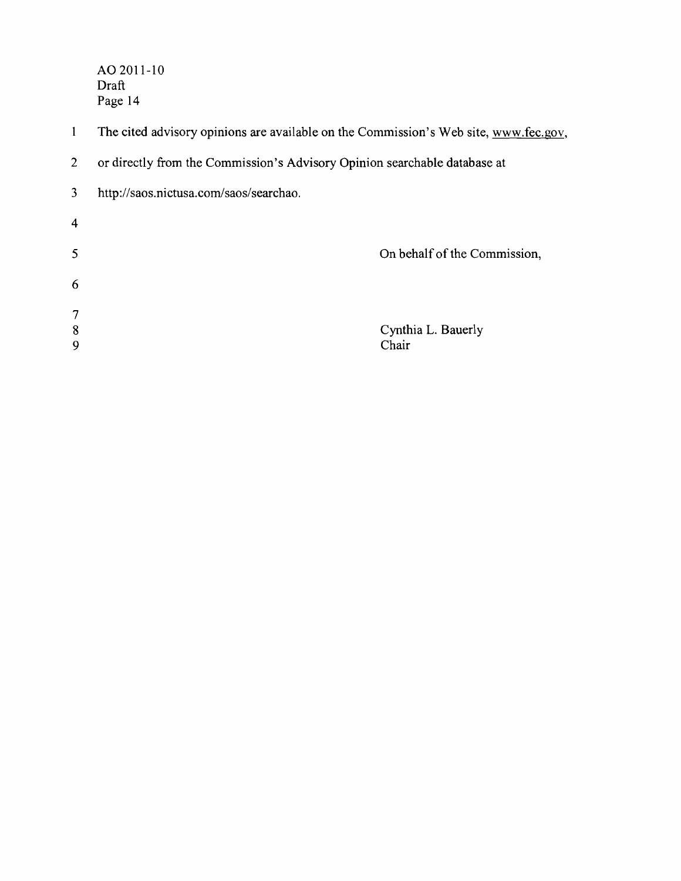The cited advisory opinions are available on the Commission's Web site, www.fec.gov, or directly from the Commission's Advisory Opinion searchable database at http://saos.nictusa.com/saos/searchao.

On behalf of the Commission,

Cynthia L. Bauerly
Chair